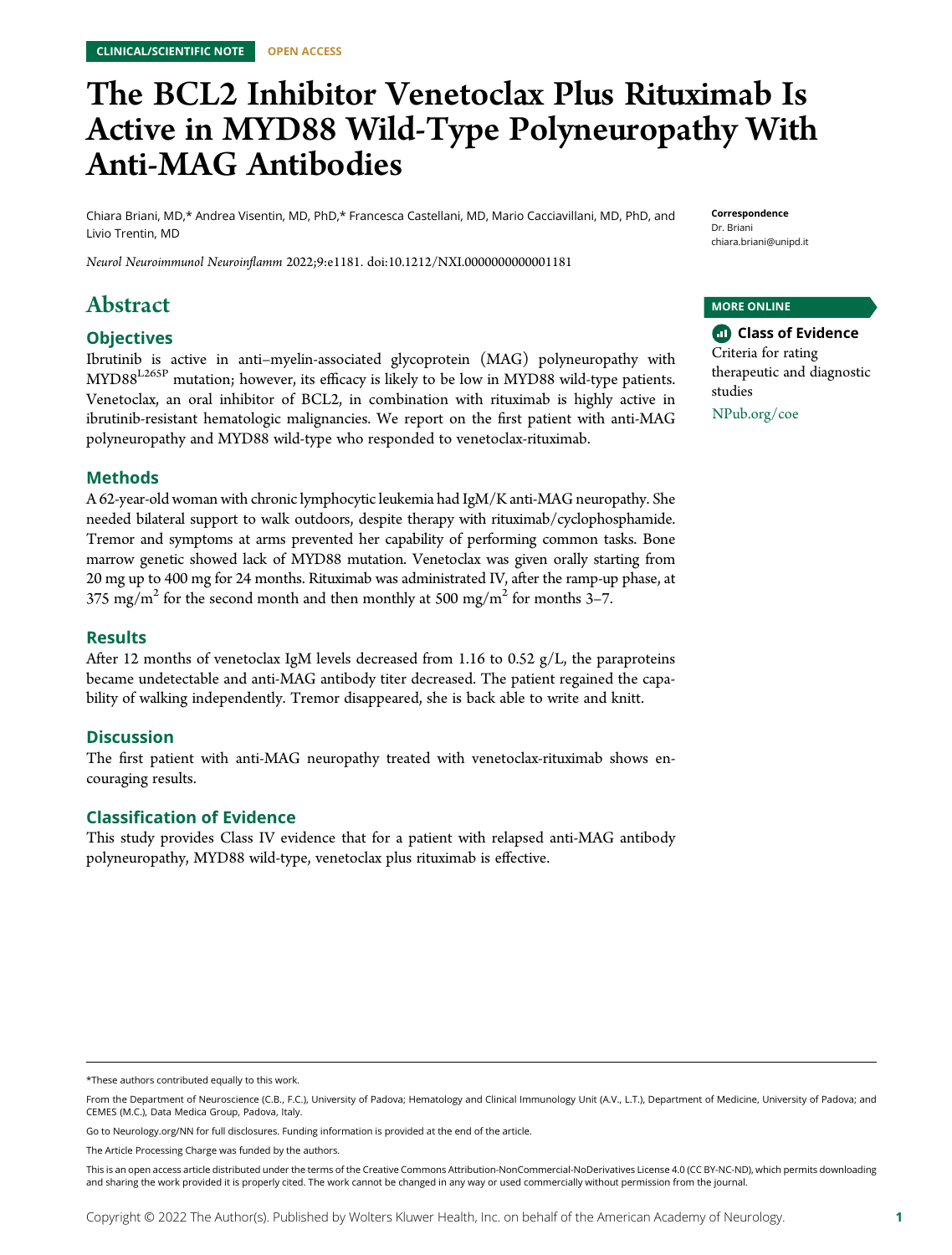CLINICAL/SCIENTIFIC NOTE OPEN ACCESS

# The BCL2 Inhibitor Venetoclax Plus Rituximab Is Active in MYD88 Wild-Type Polyneuropathy With Anti-MAG Antibodies

Chiara Briani, MD,* Andrea Visentin, MD, PhD,* Francesca Castellani, MD, Mario Cacciavillani, MD, PhD, and Livio Trentin, MD

*Neurol Neuroimmunol Neuroinflamm* 2022;9:e1181. doi:10.1212/NXI.0000000000001181

**Correspondence**
Dr. Briani
chiara.briani@unipd.it

**MORE ONLINE**

**Class of Evidence**
Criteria for rating therapeutic and diagnostic studies
NPub.org/coe

## Abstract

### Objectives

Ibrutinib is active in anti–myelin-associated glycoprotein (MAG) polyneuropathy with $MYD88^{L265P}$ mutation; however, its efficacy is likely to be low in MYD88 wild-type patients. Venetoclax, an oral inhibitor of BCL2, in combination with rituximab is highly active in ibrutinib-resistant hematologic malignancies. We report on the first patient with anti-MAG polyneuropathy and MYD88 wild-type who responded to venetoclax-rituximab.

### Methods

A 62-year-old woman with chronic lymphocytic leukemia had IgM/K anti-MAG neuropathy. She needed bilateral support to walk outdoors, despite therapy with rituximab/cyclophosphamide. Tremor and symptoms at arms prevented her capability of performing common tasks. Bone marrow genetic showed lack of MYD88 mutation. Venetoclax was given orally starting from 20 mg up to 400 mg for 24 months. Rituximab was administrated IV, after the ramp-up phase, at 375 mg/$m^2$ for the second month and then monthly at 500 mg/$m^2$ for months 3–7.

### Results

After 12 months of venetoclax IgM levels decreased from 1.16 to 0.52 g/L, the paraproteins became undetectable and anti-MAG antibody titer decreased. The patient regained the capability of walking independently. Tremor disappeared, she is back able to write and knitt.

### Discussion

The first patient with anti-MAG neuropathy treated with venetoclax-rituximab shows encouraging results.

### Classification of Evidence

This study provides Class IV evidence that for a patient with relapsed anti-MAG antibody polyneuropathy, MYD88 wild-type, venetoclax plus rituximab is effective.

*These authors contributed equally to this work.

From the Department of Neuroscience (C.B., F.C.), University of Padova; Hematology and Clinical Immunology Unit (A.V., L.T.), Department of Medicine, University of Padova; and CEMES (M.C.), Data Medica Group, Padova, Italy.

Go to Neurology.org/NN for full disclosures. Funding information is provided at the end of the article.

The Article Processing Charge was funded by the authors.

This is an open access article distributed under the terms of the Creative Commons Attribution-NonCommercial-NoDerivatives License 4.0 (CC BY-NC-ND), which permits downloading and sharing the work provided it is properly cited. The work cannot be changed in any way or used commercially without permission from the journal.

Copyright © 2022 The Author(s). Published by Wolters Kluwer Health, Inc. on behalf of the American Academy of Neurology.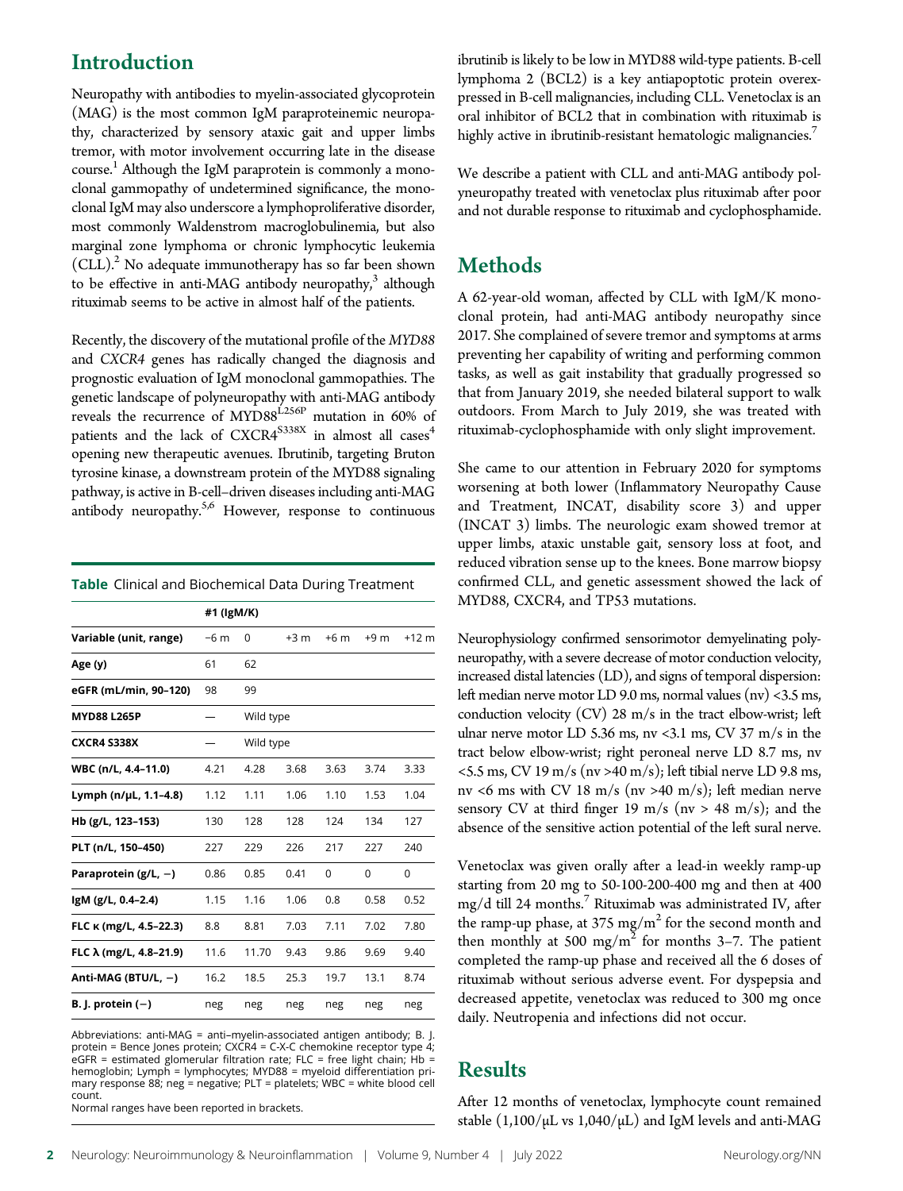## Introduction

Neuropathy with antibodies to myelin-associated glycoprotein (MAG) is the most common IgM paraproteinemic neuropathy, characterized by sensory ataxic gait and upper limbs tremor, with motor involvement occurring late in the disease course.[1] Although the IgM paraprotein is commonly a monoclonal gammopathy of undetermined significance, the monoclonal IgM may also underscore a lymphoproliferative disorder, most commonly Waldenstrom macroglobulinemia, but also marginal zone lymphoma or chronic lymphocytic leukemia (CLL).[2] No adequate immunotherapy has so far been shown to be effective in anti-MAG antibody neuropathy,[3] although rituximab seems to be active in almost half of the patients.

Recently, the discovery of the mutational profile of the *MYD88* and *CXCR4* genes has radically changed the diagnosis and prognostic evaluation of IgM monoclonal gammopathies. The genetic landscape of polyneuropathy with anti-MAG antibody reveals the recurrence of $MYD88^{L256P}$ mutation in 60% of patients and the lack of $CXCR4^{S338X}$ in almost all cases[4] opening new therapeutic avenues. Ibrutinib, targeting Bruton tyrosine kinase, a downstream protein of the MYD88 signaling pathway, is active in B-cell–driven diseases including anti-MAG antibody neuropathy.[5,6] However, response to continuous ibrutinib is likely to be low in MYD88 wild-type patients. B-cell lymphoma 2 (BCL2) is a key antiapoptotic protein overexpressed in B-cell malignancies, including CLL. Venetoclax is an oral inhibitor of BCL2 that in combination with rituximab is highly active in ibrutinib-resistant hematologic malignancies.[7]

We describe a patient with CLL and anti-MAG antibody polyneuropathy treated with venetoclax plus rituximab after poor and not durable response to rituximab and cyclophosphamide.

**Table** Clinical and Biochemical Data During Treatment

| | #1 (IgM/K) | | | | | |
|---|---|---|---|---|---|---|
| **Variable (unit, range)** | −6 m | 0 | +3 m | +6 m | +9 m | +12 m |
| **Age (y)** | 61 | 62 | | | | |
| **eGFR (mL/min, 90–120)** | 98 | 99 | | | | |
| **MYD88 L265P** | — | Wild type | | | | |
| **CXCR4 S338X** | — | Wild type | | | | |
| **WBC (n/L, 4.4–11.0)** | 4.21 | 4.28 | 3.68 | 3.63 | 3.74 | 3.33 |
| **Lymph (n/μL, 1.1–4.8)** | 1.12 | 1.11 | 1.06 | 1.10 | 1.53 | 1.04 |
| **Hb (g/L, 123–153)** | 130 | 128 | 128 | 124 | 134 | 127 |
| **PLT (n/L, 150–450)** | 227 | 229 | 226 | 217 | 227 | 240 |
| **Paraprotein (g/L, −)** | 0.86 | 0.85 | 0.41 | 0 | 0 | 0 |
| **IgM (g/L, 0.4–2.4)** | 1.15 | 1.16 | 1.06 | 0.8 | 0.58 | 0.52 |
| **FLC κ (mg/L, 4.5–22.3)** | 8.8 | 8.81 | 7.03 | 7.11 | 7.02 | 7.80 |
| **FLC λ (mg/L, 4.8–21.9)** | 11.6 | 11.70 | 9.43 | 9.86 | 9.69 | 9.40 |
| **Anti-MAG (BTU/L, −)** | 16.2 | 18.5 | 25.3 | 19.7 | 13.1 | 8.74 |
| **B. J. protein (−)** | neg | neg | neg | neg | neg | neg |

Abbreviations: anti-MAG = anti–myelin-associated antigen antibody; B. J. protein = Bence Jones protein; CXCR4 = C-X-C chemokine receptor type 4; eGFR = estimated glomerular filtration rate; FLC = free light chain; Hb = hemoglobin; Lymph = lymphocytes; MYD88 = myeloid differentiation primary response 88; neg = negative; PLT = platelets; WBC = white blood cell count.
Normal ranges have been reported in brackets.

## Methods

A 62-year-old woman, affected by CLL with IgM/K monoclonal protein, had anti-MAG antibody neuropathy since 2017. She complained of severe tremor and symptoms at arms preventing her capability of writing and performing common tasks, as well as gait instability that gradually progressed so that from January 2019, she needed bilateral support to walk outdoors. From March to July 2019, she was treated with rituximab-cyclophosphamide with only slight improvement.

She came to our attention in February 2020 for symptoms worsening at both lower (Inflammatory Neuropathy Cause and Treatment, INCAT, disability score 3) and upper (INCAT 3) limbs. The neurologic exam showed tremor at upper limbs, ataxic unstable gait, sensory loss at foot, and reduced vibration sense up to the knees. Bone marrow biopsy confirmed CLL, and genetic assessment showed the lack of MYD88, CXCR4, and TP53 mutations.

Neurophysiology confirmed sensorimotor demyelinating polyneuropathy, with a severe decrease of motor conduction velocity, increased distal latencies (LD), and signs of temporal dispersion: left median nerve motor LD 9.0 ms, normal values (nv) <3.5 ms, conduction velocity (CV) 28 m/s in the tract elbow-wrist; left ulnar nerve motor LD 5.36 ms, nv <3.1 ms, CV 37 m/s in the tract below elbow-wrist; right peroneal nerve LD 8.7 ms, nv <5.5 ms, CV 19 m/s (nv >40 m/s); left tibial nerve LD 9.8 ms, nv <6 ms with CV 18 m/s (nv > 40 m/s); left median nerve sensory CV at third finger 19 m/s (nv > 48 m/s); and the absence of the sensitive action potential of the left sural nerve.

Venetoclax was given orally after a lead-in weekly ramp-up starting from 20 mg to 50-100-200-400 mg and then at 400 mg/d till 24 months.[7] Rituximab was administrated IV, after the ramp-up phase, at 375 $mg/m^2$ for the second month and then monthly at 500 $mg/m^2$ for months 3–7. The patient completed the ramp-up phase and received all the 6 doses of rituximab without serious adverse event. For dyspepsia and decreased appetite, venetoclax was reduced to 300 mg once daily. Neutropenia and infections did not occur.

## Results

After 12 months of venetoclax, lymphocyte count remained stable (1,100/μL vs 1,040/μL) and IgM levels and anti-MAG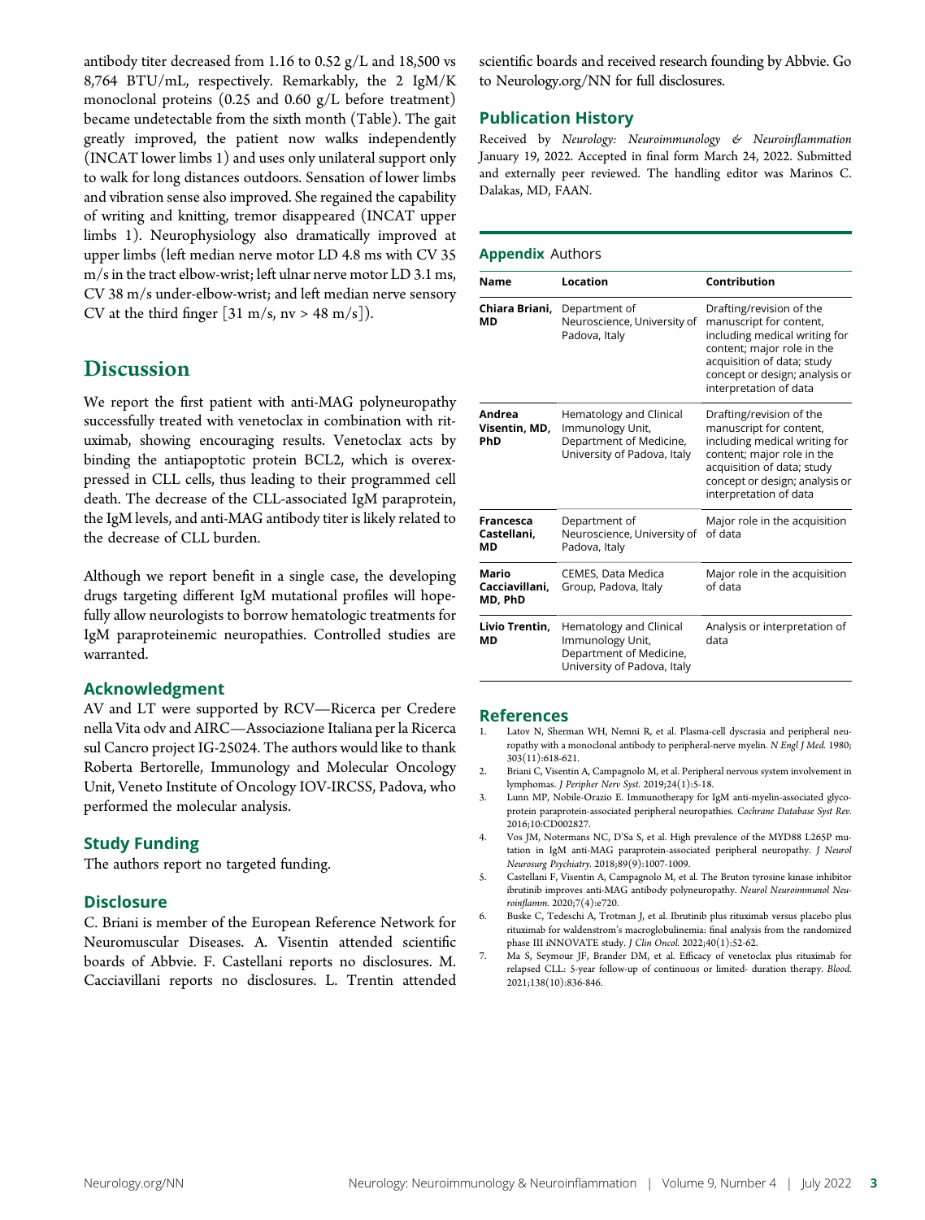antibody titer decreased from 1.16 to 0.52 g/L and 18,500 vs 8,764 BTU/mL, respectively. Remarkably, the 2 IgM/K monoclonal proteins (0.25 and 0.60 g/L before treatment) became undetectable from the sixth month (Table). The gait greatly improved, the patient now walks independently (INCAT lower limbs 1) and uses only unilateral support only to walk for long distances outdoors. Sensation of lower limbs and vibration sense also improved. She regained the capability of writing and knitting, tremor disappeared (INCAT upper limbs 1). Neurophysiology also dramatically improved at upper limbs (left median nerve motor LD 4.8 ms with CV 35 m/s in the tract elbow-wrist; left ulnar nerve motor LD 3.1 ms, CV 38 m/s under-elbow-wrist; and left median nerve sensory CV at the third finger [31 m/s, nv > 48 m/s]).

# Discussion

We report the first patient with anti-MAG polyneuropathy successfully treated with venetoclax in combination with rituximab, showing encouraging results. Venetoclax acts by binding the antiapoptotic protein BCL2, which is overexpressed in CLL cells, thus leading to their programmed cell death. The decrease of the CLL-associated IgM paraprotein, the IgM levels, and anti-MAG antibody titer is likely related to the decrease of CLL burden.

Although we report benefit in a single case, the developing drugs targeting different IgM mutational profiles will hopefully allow neurologists to borrow hematologic treatments for IgM paraproteinemic neuropathies. Controlled studies are warranted.

## Acknowledgment

AV and LT were supported by RCV—Ricerca per Credere nella Vita odv and AIRC—Associazione Italiana per la Ricerca sul Cancro project IG-25024. The authors would like to thank Roberta Bertorelle, Immunology and Molecular Oncology Unit, Veneto Institute of Oncology IOV-IRCSS, Padova, who performed the molecular analysis.

## Study Funding

The authors report no targeted funding.

## Disclosure

C. Briani is member of the European Reference Network for Neuromuscular Diseases. A. Visentin attended scientific boards of Abbvie. F. Castellani reports no disclosures. M. Cacciavillani reports no disclosures. L. Trentin attended scientific boards and received research founding by Abbvie. Go to Neurology.org/NN for full disclosures.

## Publication History

Received by *Neurology: Neuroimmunology & Neuroinflammation* January 19, 2022. Accepted in final form March 24, 2022. Submitted and externally peer reviewed. The handling editor was Marinos C. Dalakas, MD, FAAN.

**Appendix** Authors

| Name | Location | Contribution |
|---|---|---|
| **Chiara Briani, MD** | Department of Neuroscience, University of Padova, Italy | Drafting/revision of the manuscript for content, including medical writing for content; major role in the acquisition of data; study concept or design; analysis or interpretation of data |
| **Andrea Visentin, MD, PhD** | Hematology and Clinical Immunology Unit, Department of Medicine, University of Padova, Italy | Drafting/revision of the manuscript for content, including medical writing for content; major role in the acquisition of data; study concept or design; analysis or interpretation of data |
| **Francesca Castellani, MD** | Department of Neuroscience, University of Padova, Italy | Major role in the acquisition of data |
| **Mario Cacciavillani, MD, PhD** | CEMES, Data Medica Group, Padova, Italy | Major role in the acquisition of data |
| **Livio Trentin, MD** | Hematology and Clinical Immunology Unit, Department of Medicine, University of Padova, Italy | Analysis or interpretation of data |

## References

1. Latov N, Sherman WH, Nemni R, et al. Plasma-cell dyscrasia and peripheral neuropathy with a monoclonal antibody to peripheral-nerve myelin. *N Engl J Med.* 1980; 303(11):618-621.
2. Briani C, Visentin A, Campagnolo M, et al. Peripheral nervous system involvement in lymphomas. *J Peripher Nerv Syst.* 2019;24(1):5-18.
3. Lunn MP, Nobile-Orazio E. Immunotherapy for IgM anti-myelin-associated glycoprotein paraprotein-associated peripheral neuropathies. *Cochrane Database Syst Rev.* 2016;10:CD002827.
4. Vos JM, Notermans NC, D'Sa S, et al. High prevalence of the MYD88 L265P mutation in IgM anti-MAG paraprotein-associated peripheral neuropathy. *J Neurol Neurosurg Psychiatry.* 2018;89(9):1007-1009.
5. Castellani F, Visentin A, Campagnolo M, et al. The Bruton tyrosine kinase inhibitor ibrutinib improves anti-MAG antibody polyneuropathy. *Neurol Neuroimmunol Neuroinflamm.* 2020;7(4):e720.
6. Buske C, Tedeschi A, Trotman J, et al. Ibrutinib plus rituximab versus placebo plus rituximab for waldenstrom's macroglobulinemia: final analysis from the randomized phase III iNNOVATE study. *J Clin Oncol.* 2022;40(1):52-62.
7. Ma S, Seymour JF, Brander DM, et al. Efficacy of venetoclax plus rituximab for relapsed CLL: 5-year follow-up of continuous or limited- duration therapy. *Blood.* 2021;138(10):836-846.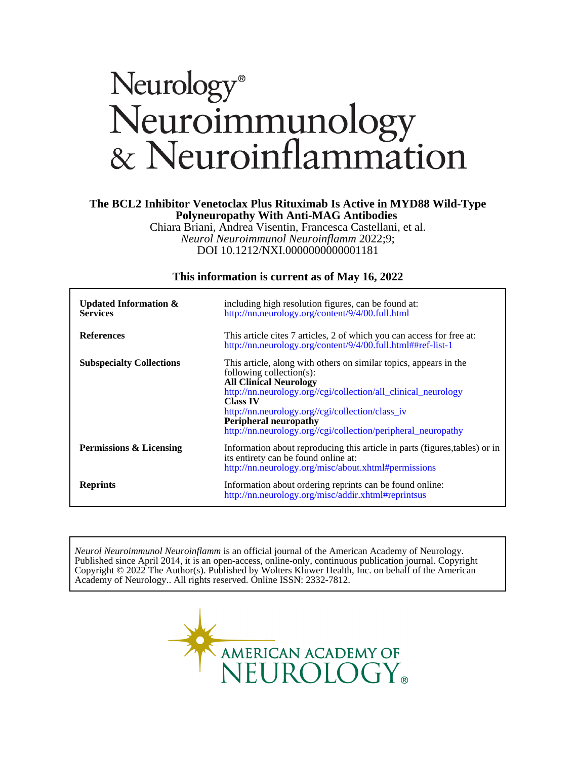# Neurology® Neuroimmunology & Neuroinflammation

**The BCL2 Inhibitor Venetoclax Plus Rituximab Is Active in MYD88 Wild-Type Polyneuropathy With Anti-MAG Antibodies**

Chiara Briani, Andrea Visentin, Francesca Castellani, et al.

*Neurol Neuroimmunol Neuroinflamm* 2022;9;

DOI 10.1212/NXI.0000000000001181

**This information is current as of May 16, 2022**

| | |
|---|---|
| **Updated Information & Services** | including high resolution figures, can be found at: http://nn.neurology.org/content/9/4/00.full.html |
| **References** | This article cites 7 articles, 2 of which you can access for free at: http://nn.neurology.org/content/9/4/00.full.html##ref-list-1 |
| **Subspecialty Collections** | This article, along with others on similar topics, appears in the following collection(s): **All Clinical Neurology** http://nn.neurology.org//cgi/collection/all_clinical_neurology **Class IV** http://nn.neurology.org//cgi/collection/class_iv **Peripheral neuropathy** http://nn.neurology.org//cgi/collection/peripheral_neuropathy |
| **Permissions & Licensing** | Information about reproducing this article in parts (figures,tables) or in its entirety can be found online at: http://nn.neurology.org/misc/about.xhtml#permissions |
| **Reprints** | Information about ordering reprints can be found online: http://nn.neurology.org/misc/addir.xhtml#reprintsus |

*Neurol Neuroimmunol Neuroinflamm* is an official journal of the American Academy of Neurology. Published since April 2014, it is an open-access, online-only, continuous publication journal. Copyright Copyright © 2022 The Author(s). Published by Wolters Kluwer Health, Inc. on behalf of the American Academy of Neurology.. All rights reserved. Online ISSN: 2332-7812.

AMERICAN ACADEMY OF NEUROLOGY®